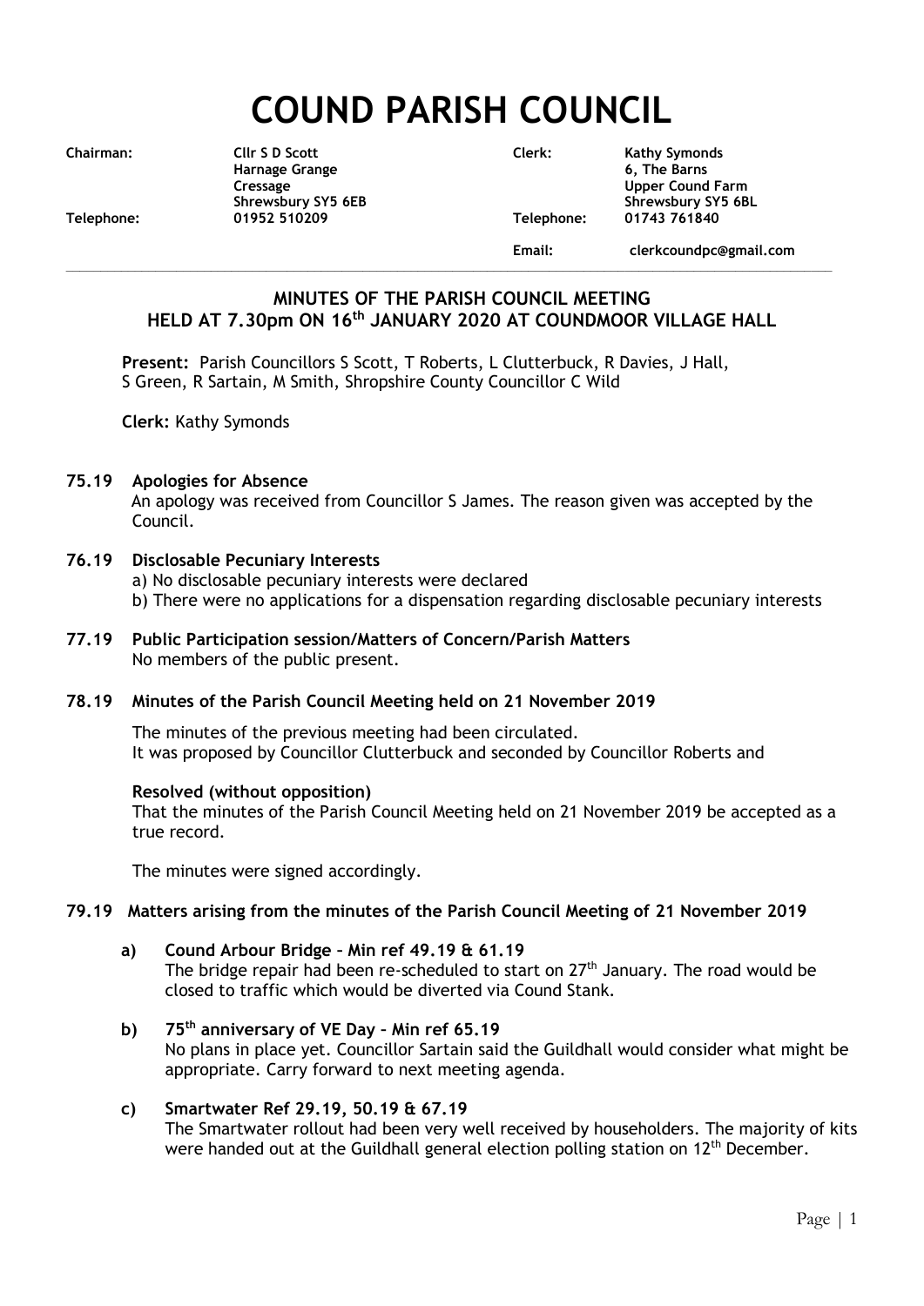# COUND PARISH COUNCIL

| | | | |
|---|---|---|---|
| **Chairman:** | **Cllr S D Scott**<br>**Harnage Grange**<br>**Cressage**<br>**Shrewsbury SY5 6EB** | **Clerk:** | **Kathy Symonds**<br>**6, The Barns**<br>**Upper Cound Farm**<br>**Shrewsbury SY5 6BL** |
| **Telephone:** | **01952 510209** | **Telephone:** | **01743 761840** |
| | | **Email:** | **clerkcoundpc@gmail.com** |

## MINUTES OF THE PARISH COUNCIL MEETING HELD AT 7.30pm ON 16th JANUARY 2020 AT COUNDMOOR VILLAGE HALL

**Present:** Parish Councillors S Scott, T Roberts, L Clutterbuck, R Davies, J Hall, S Green, R Sartain, M Smith, Shropshire County Councillor C Wild

**Clerk:** Kathy Symonds

### 75.19 Apologies for Absence

An apology was received from Councillor S James. The reason given was accepted by the Council.

### 76.19 Disclosable Pecuniary Interests

a) No disclosable pecuniary interests were declared
b) There were no applications for a dispensation regarding disclosable pecuniary interests

### 77.19 Public Participation session/Matters of Concern/Parish Matters

No members of the public present.

### 78.19 Minutes of the Parish Council Meeting held on 21 November 2019

The minutes of the previous meeting had been circulated.
It was proposed by Councillor Clutterbuck and seconded by Councillor Roberts and

**Resolved (without opposition)**
That the minutes of the Parish Council Meeting held on 21 November 2019 be accepted as a true record.

The minutes were signed accordingly.

### 79.19 Matters arising from the minutes of the Parish Council Meeting of 21 November 2019

**a) Cound Arbour Bridge – Min ref 49.19 & 61.19**
The bridge repair had been re-scheduled to start on 27th January. The road would be closed to traffic which would be diverted via Cound Stank.

**b) 75th anniversary of VE Day – Min ref 65.19**
No plans in place yet. Councillor Sartain said the Guildhall would consider what might be appropriate. Carry forward to next meeting agenda.

**c) Smartwater Ref 29.19, 50.19 & 67.19**
The Smartwater rollout had been very well received by householders. The majority of kits were handed out at the Guildhall general election polling station on 12th December.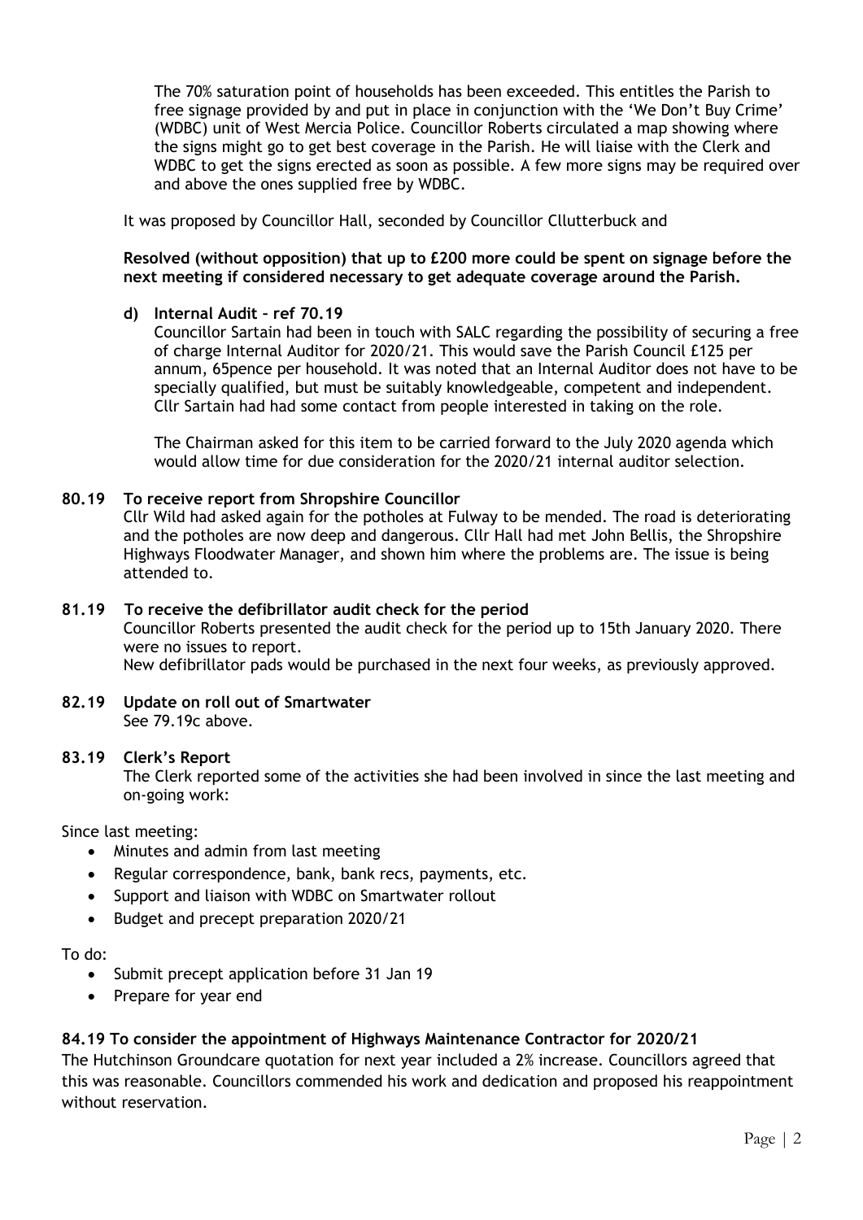The 70% saturation point of households has been exceeded. This entitles the Parish to free signage provided by and put in place in conjunction with the 'We Don't Buy Crime' (WDBC) unit of West Mercia Police. Councillor Roberts circulated a map showing where the signs might go to get best coverage in the Parish. He will liaise with the Clerk and WDBC to get the signs erected as soon as possible. A few more signs may be required over and above the ones supplied free by WDBC.

It was proposed by Councillor Hall, seconded by Councillor Cllutterbuck and

**Resolved (without opposition) that up to £200 more could be spent on signage before the next meeting if considered necessary to get adequate coverage around the Parish.**

**d) Internal Audit – ref 70.19**

Councillor Sartain had been in touch with SALC regarding the possibility of securing a free of charge Internal Auditor for 2020/21. This would save the Parish Council £125 per annum, 65pence per household. It was noted that an Internal Auditor does not have to be specially qualified, but must be suitably knowledgeable, competent and independent. Cllr Sartain had had some contact from people interested in taking on the role.

The Chairman asked for this item to be carried forward to the July 2020 agenda which would allow time for due consideration for the 2020/21 internal auditor selection.

**80.19 To receive report from Shropshire Councillor**

Cllr Wild had asked again for the potholes at Fulway to be mended. The road is deteriorating and the potholes are now deep and dangerous. Cllr Hall had met John Bellis, the Shropshire Highways Floodwater Manager, and shown him where the problems are. The issue is being attended to.

**81.19 To receive the defibrillator audit check for the period**

Councillor Roberts presented the audit check for the period up to 15th January 2020. There were no issues to report.
New defibrillator pads would be purchased in the next four weeks, as previously approved.

**82.19 Update on roll out of Smartwater**

See 79.19c above.

**83.19 Clerk's Report**

The Clerk reported some of the activities she had been involved in since the last meeting and on-going work:

Since last meeting:

- Minutes and admin from last meeting
- Regular correspondence, bank, bank recs, payments, etc.
- Support and liaison with WDBC on Smartwater rollout
- Budget and precept preparation 2020/21

To do:

- Submit precept application before 31 Jan 19
- Prepare for year end

**84.19 To consider the appointment of Highways Maintenance Contractor for 2020/21**

The Hutchinson Groundcare quotation for next year included a 2% increase. Councillors agreed that this was reasonable. Councillors commended his work and dedication and proposed his reappointment without reservation.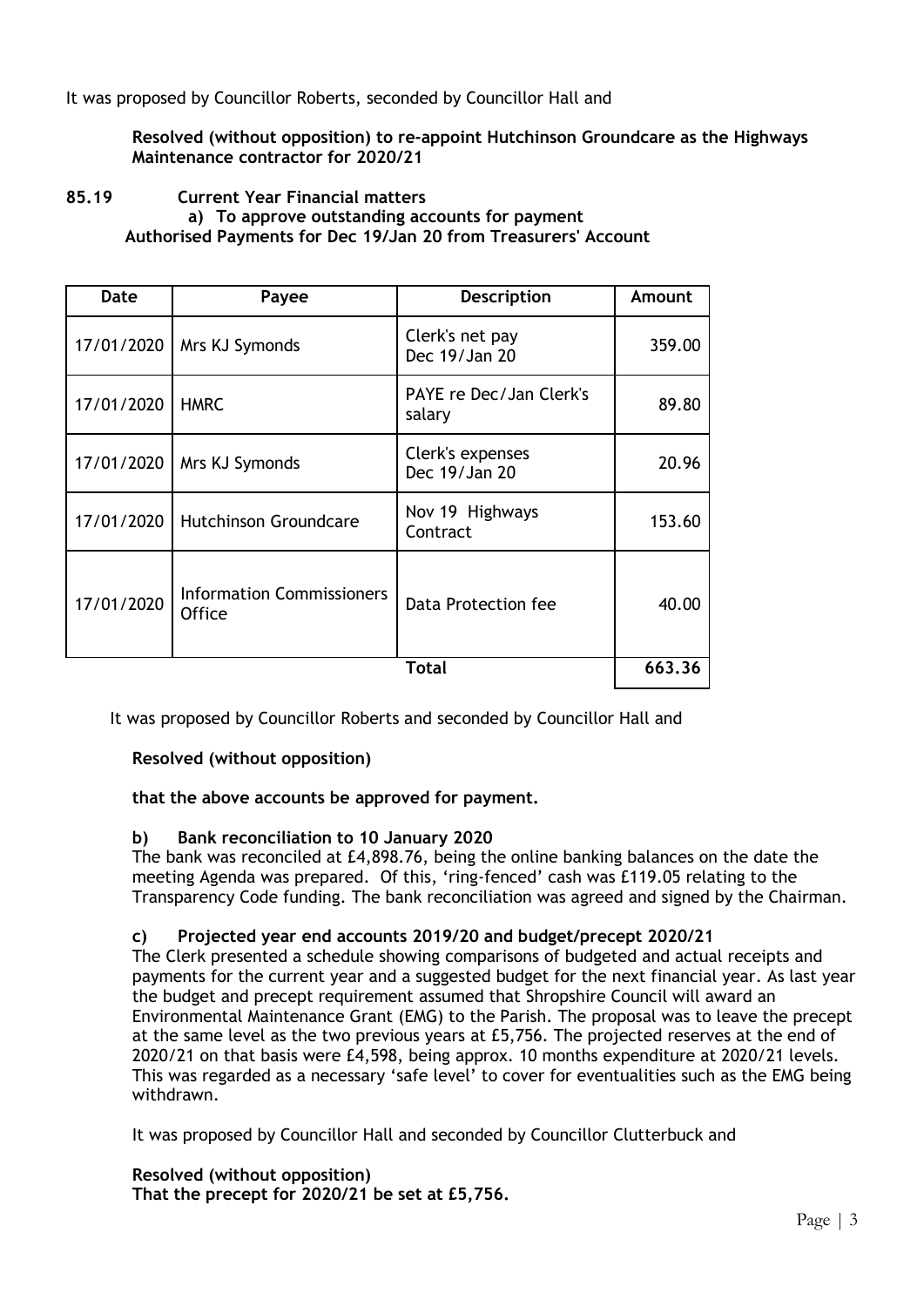It was proposed by Councillor Roberts, seconded by Councillor Hall and

**Resolved (without opposition) to re-appoint Hutchinson Groundcare as the Highways Maintenance contractor for 2020/21**

### 85.19 Current Year Financial matters

**a) To approve outstanding accounts for payment**

**Authorised Payments for Dec 19/Jan 20 from Treasurers' Account**

| Date | Payee | Description | Amount |
|---|---|---|---|
| 17/01/2020 | Mrs KJ Symonds | Clerk's net pay Dec 19/Jan 20 | 359.00 |
| 17/01/2020 | HMRC | PAYE re Dec/Jan Clerk's salary | 89.80 |
| 17/01/2020 | Mrs KJ Symonds | Clerk's expenses Dec 19/Jan 20 | 20.96 |
| 17/01/2020 | Hutchinson Groundcare | Nov 19 Highways Contract | 153.60 |
| 17/01/2020 | Information Commissioners Office | Data Protection fee | 40.00 |
| | | **Total** | **663.36** |

It was proposed by Councillor Roberts and seconded by Councillor Hall and

**Resolved (without opposition)**

**that the above accounts be approved for payment.**

**b) Bank reconciliation to 10 January 2020**

The bank was reconciled at £4,898.76, being the online banking balances on the date the meeting Agenda was prepared. Of this, 'ring-fenced' cash was £119.05 relating to the Transparency Code funding. The bank reconciliation was agreed and signed by the Chairman.

**c) Projected year end accounts 2019/20 and budget/precept 2020/21**

The Clerk presented a schedule showing comparisons of budgeted and actual receipts and payments for the current year and a suggested budget for the next financial year. As last year the budget and precept requirement assumed that Shropshire Council will award an Environmental Maintenance Grant (EMG) to the Parish. The proposal was to leave the precept at the same level as the two previous years at £5,756. The projected reserves at the end of 2020/21 on that basis were £4,598, being approx. 10 months expenditure at 2020/21 levels. This was regarded as a necessary 'safe level' to cover for eventualities such as the EMG being withdrawn.

It was proposed by Councillor Hall and seconded by Councillor Clutterbuck and

**Resolved (without opposition)**
**That the precept for 2020/21 be set at £5,756.**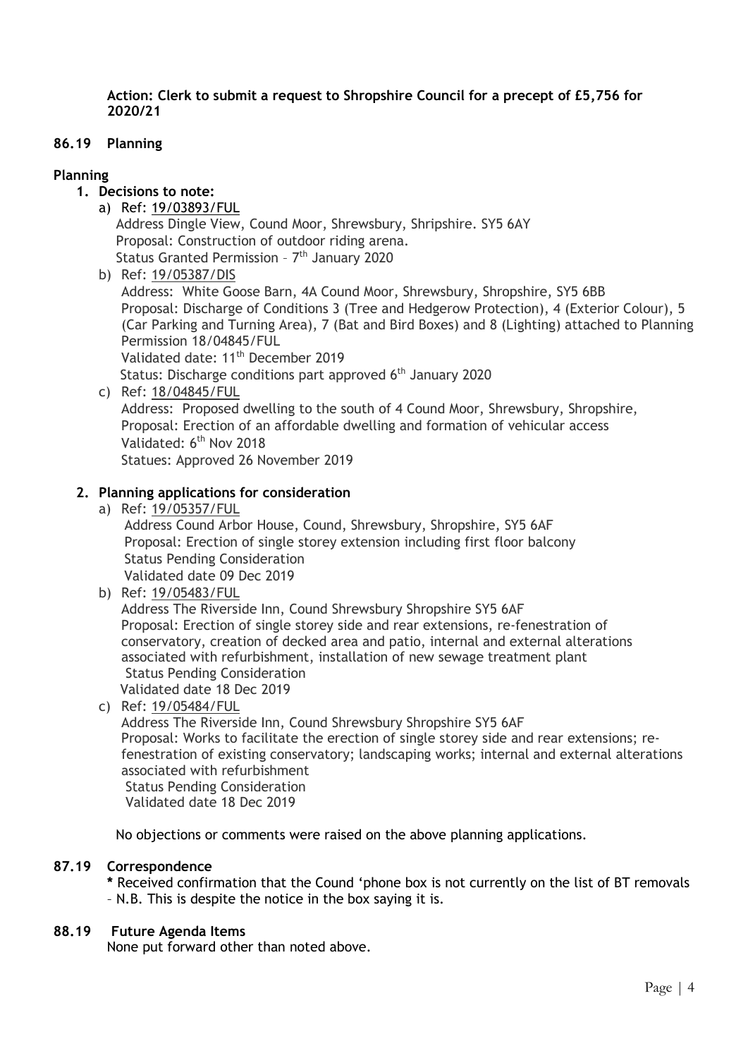**Action: Clerk to submit a request to Shropshire Council for a precept of £5,756 for 2020/21**

## 86.19 Planning

**Planning**

1. **Decisions to note:**
   a) Ref: 19/03893/FUL
      Address Dingle View, Cound Moor, Shrewsbury, Shripshire. SY5 6AY
      Proposal: Construction of outdoor riding arena.
      Status Granted Permission – 7th January 2020
   b) Ref: 19/05387/DIS
      Address: White Goose Barn, 4A Cound Moor, Shrewsbury, Shropshire, SY5 6BB
      Proposal: Discharge of Conditions 3 (Tree and Hedgerow Protection), 4 (Exterior Colour), 5 (Car Parking and Turning Area), 7 (Bat and Bird Boxes) and 8 (Lighting) attached to Planning Permission 18/04845/FUL
      Validated date: 11th December 2019
      Status: Discharge conditions part approved 6th January 2020
   c) Ref: 18/04845/FUL
      Address: Proposed dwelling to the south of 4 Cound Moor, Shrewsbury, Shropshire,
      Proposal: Erection of an affordable dwelling and formation of vehicular access
      Validated: 6th Nov 2018
      Statues: Approved 26 November 2019

2. **Planning applications for consideration**
   a) Ref: 19/05357/FUL
      Address Cound Arbor House, Cound, Shrewsbury, Shropshire, SY5 6AF
      Proposal: Erection of single storey extension including first floor balcony
      Status Pending Consideration
      Validated date 09 Dec 2019
   b) Ref: 19/05483/FUL
      Address The Riverside Inn, Cound Shrewsbury Shropshire SY5 6AF
      Proposal: Erection of single storey side and rear extensions, re-fenestration of conservatory, creation of decked area and patio, internal and external alterations associated with refurbishment, installation of new sewage treatment plant
      Status Pending Consideration
      Validated date 18 Dec 2019
   c) Ref: 19/05484/FUL
      Address The Riverside Inn, Cound Shrewsbury Shropshire SY5 6AF
      Proposal: Works to facilitate the erection of single storey side and rear extensions; re-fenestration of existing conservatory; landscaping works; internal and external alterations associated with refurbishment
      Status Pending Consideration
      Validated date 18 Dec 2019

No objections or comments were raised on the above planning applications.

## 87.19 Correspondence

**\*** Received confirmation that the Cound 'phone box is not currently on the list of BT removals – N.B. This is despite the notice in the box saying it is.

## 88.19 Future Agenda Items

None put forward other than noted above.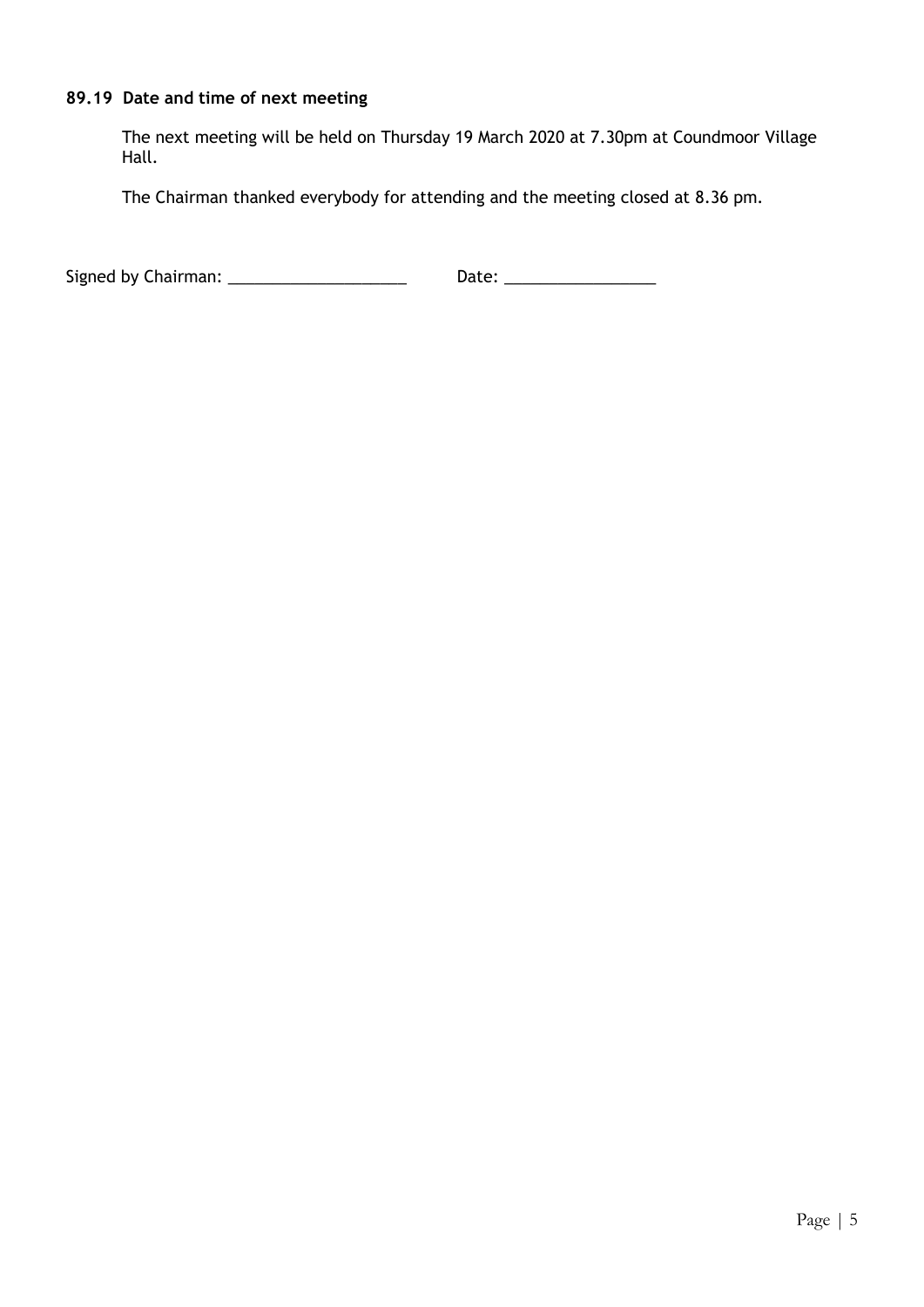### 89.19 Date and time of next meeting

The next meeting will be held on Thursday 19 March 2020 at 7.30pm at Coundmoor Village Hall.

The Chairman thanked everybody for attending and the meeting closed at 8.36 pm.

Signed by Chairman: ____________________ Date: _________________